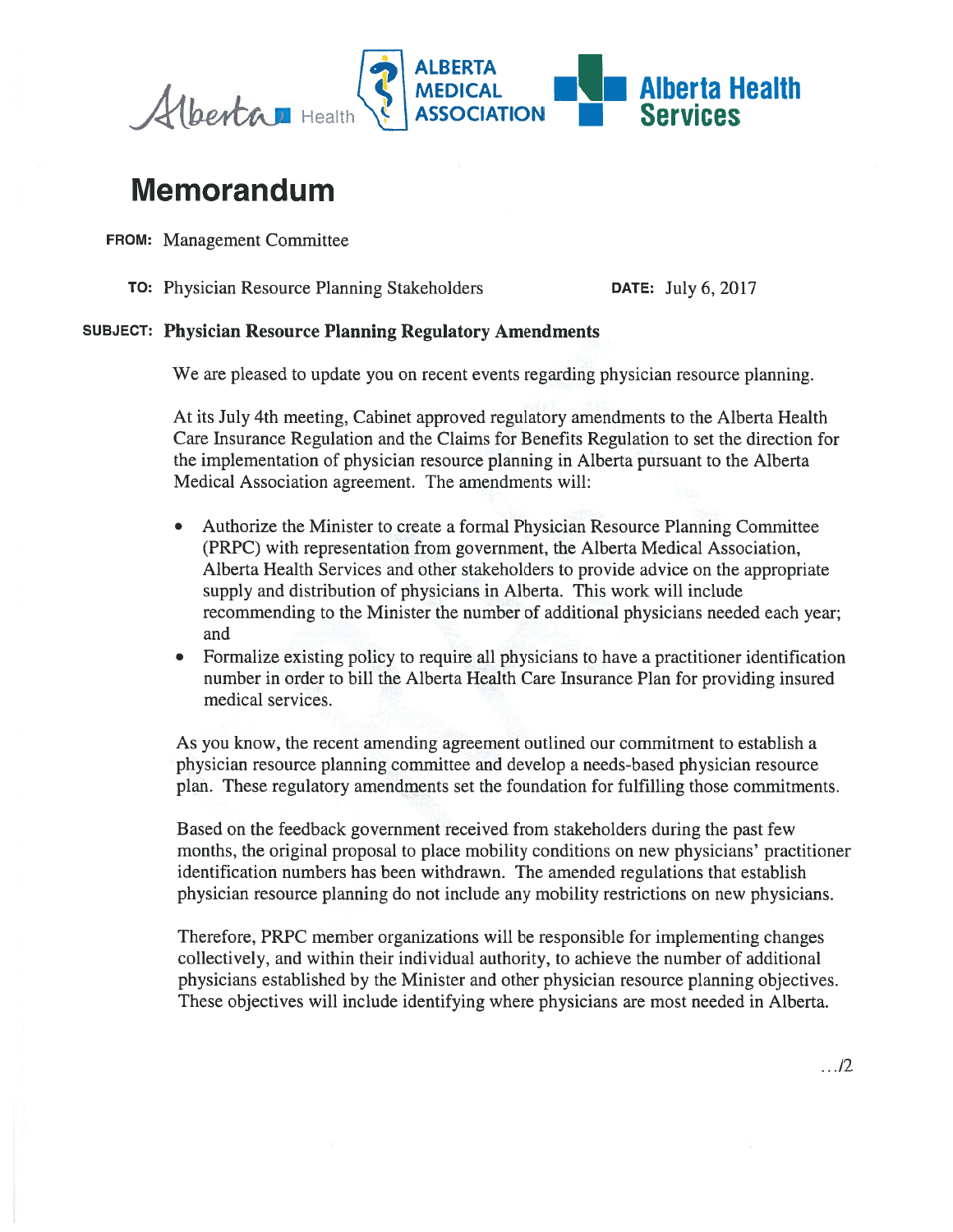# Memorandum

**FROM:** Management Committee

**TO:** Physician Resource Planning Stakeholders

**DATE:** July 6, 2017

**SUBJECT: Physician Resource Planning Regulatory Amendments**

We are pleased to update you on recent events regarding physician resource planning.

At its July 4th meeting, Cabinet approved regulatory amendments to the Alberta Health Care Insurance Regulation and the Claims for Benefits Regulation to set the direction for the implementation of physician resource planning in Alberta pursuant to the Alberta Medical Association agreement. The amendments will:

- Authorize the Minister to create a formal Physician Resource Planning Committee (PRPC) with representation from government, the Alberta Medical Association, Alberta Health Services and other stakeholders to provide advice on the appropriate supply and distribution of physicians in Alberta. This work will include recommending to the Minister the number of additional physicians needed each year; and
- Formalize existing policy to require all physicians to have a practitioner identification number in order to bill the Alberta Health Care Insurance Plan for providing insured medical services.

As you know, the recent amending agreement outlined our commitment to establish a physician resource planning committee and develop a needs-based physician resource plan. These regulatory amendments set the foundation for fulfilling those commitments.

Based on the feedback government received from stakeholders during the past few months, the original proposal to place mobility conditions on new physicians' practitioner identification numbers has been withdrawn. The amended regulations that establish physician resource planning do not include any mobility restrictions on new physicians.

Therefore, PRPC member organizations will be responsible for implementing changes collectively, and within their individual authority, to achieve the number of additional physicians established by the Minister and other physician resource planning objectives. These objectives will include identifying where physicians are most needed in Alberta.

.../2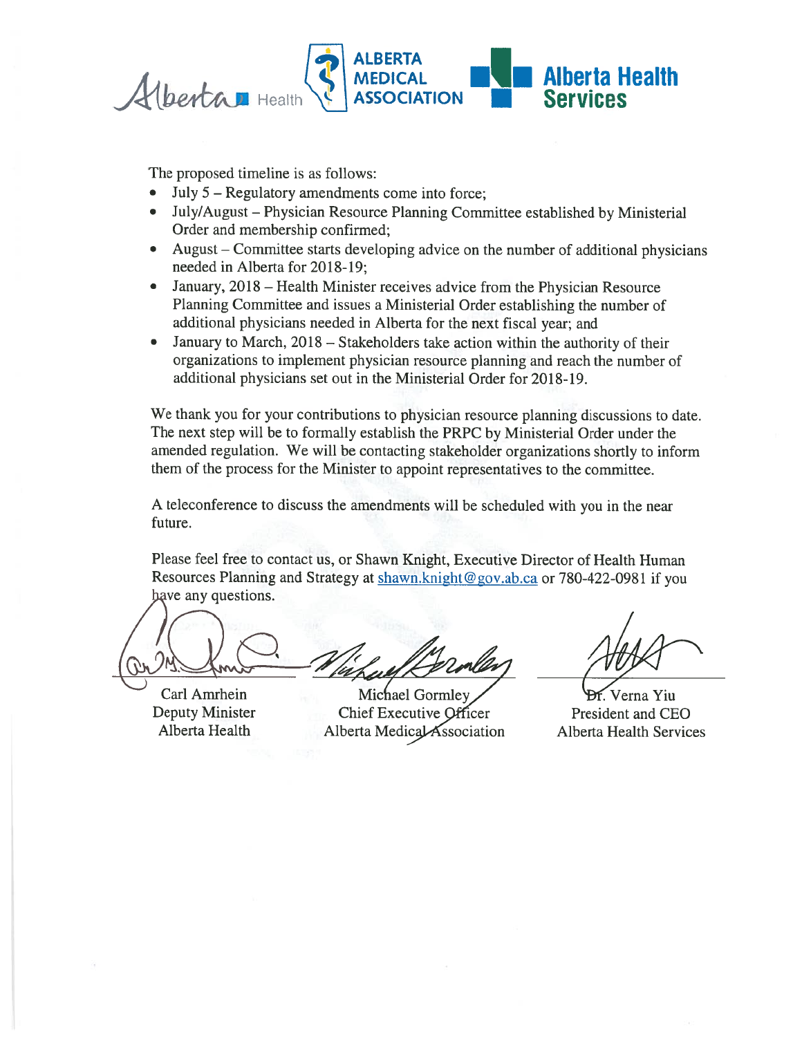The proposed timeline is as follows:

- July 5 – Regulatory amendments come into force;
- July/August – Physician Resource Planning Committee established by Ministerial Order and membership confirmed;
- August – Committee starts developing advice on the number of additional physicians needed in Alberta for 2018-19;
- January, 2018 – Health Minister receives advice from the Physician Resource Planning Committee and issues a Ministerial Order establishing the number of additional physicians needed in Alberta for the next fiscal year; and
- January to March, 2018 – Stakeholders take action within the authority of their organizations to implement physician resource planning and reach the number of additional physicians set out in the Ministerial Order for 2018-19.

We thank you for your contributions to physician resource planning discussions to date. The next step will be to formally establish the PRPC by Ministerial Order under the amended regulation. We will be contacting stakeholder organizations shortly to inform them of the process for the Minister to appoint representatives to the committee.

A teleconference to discuss the amendments will be scheduled with you in the near future.

Please feel free to contact us, or Shawn Knight, Executive Director of Health Human Resources Planning and Strategy at shawn.knight@gov.ab.ca or 780-422-0981 if you have any questions.

Carl Amrhein
Deputy Minister
Alberta Health

Michael Gormley
Chief Executive Officer
Alberta Medical Association

Dr. Verna Yiu
President and CEO
Alberta Health Services